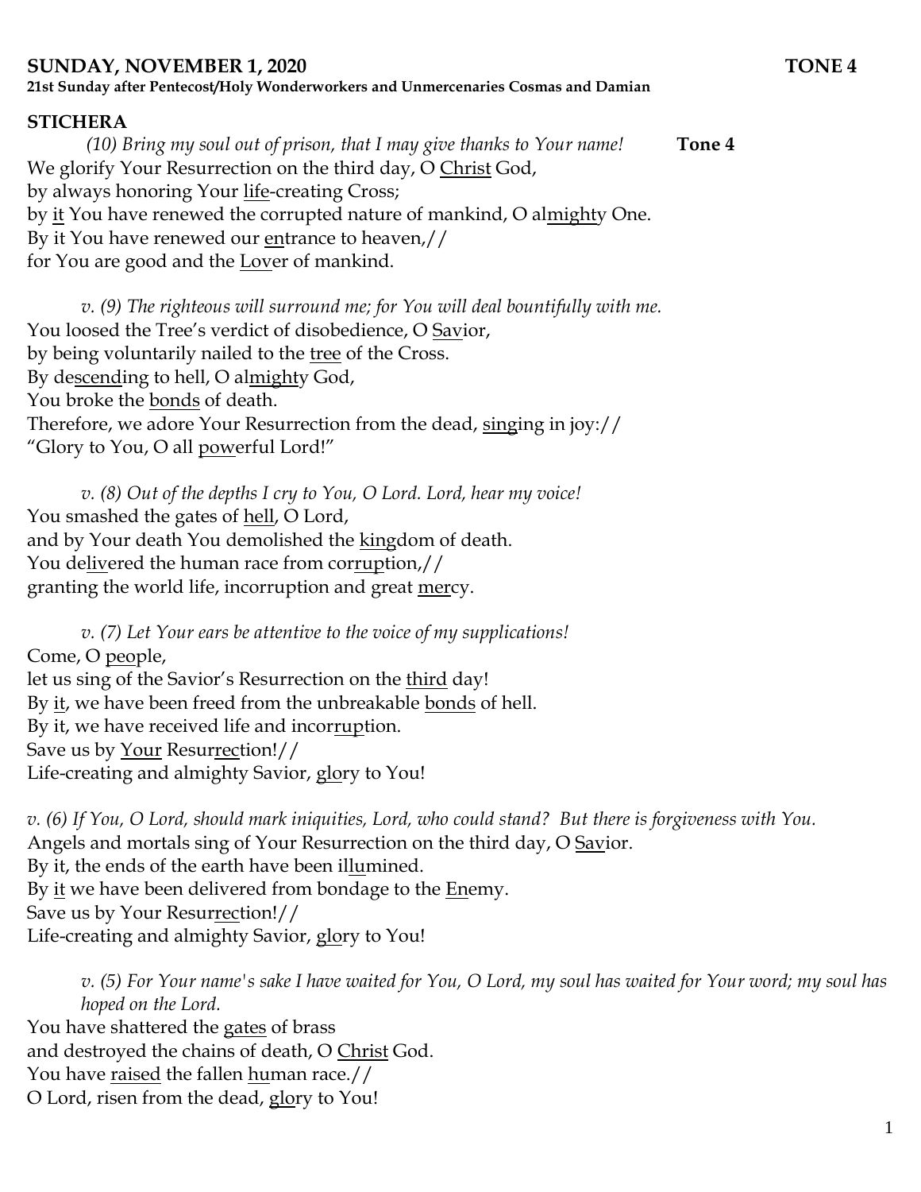**SUNDAY, NOVEMBER 1, 2020** **TONE 4**

**21st Sunday after Pentecost/Holy Wonderworkers and Unmercenaries Cosmas and Damian**

**STICHERA**

*(10) Bring my soul out of prison, that I may give thanks to Your name!* **Tone 4**

We glorify Your Resurrection on the third day, O Christ God,
by always honoring Your life-creating Cross;
by it You have renewed the corrupted nature of mankind, O almighty One.
By it You have renewed our entrance to heaven,//
for You are good and the Lover of mankind.

*v. (9) The righteous will surround me; for You will deal bountifully with me.*

You loosed the Tree's verdict of disobedience, O Savior,
by being voluntarily nailed to the tree of the Cross.
By descending to hell, O almighty God,
You broke the bonds of death.
Therefore, we adore Your Resurrection from the dead, singing in joy://
"Glory to You, O all powerful Lord!"

*v. (8) Out of the depths I cry to You, O Lord. Lord, hear my voice!*

You smashed the gates of hell, O Lord,
and by Your death You demolished the kingdom of death.
You delivered the human race from corruption,//
granting the world life, incorruption and great mercy.

*v. (7) Let Your ears be attentive to the voice of my supplications!*

Come, O people,
let us sing of the Savior's Resurrection on the third day!
By it, we have been freed from the unbreakable bonds of hell.
By it, we have received life and incorruption.
Save us by Your Resurrection!//
Life-creating and almighty Savior, glory to You!

*v. (6) If You, O Lord, should mark iniquities, Lord, who could stand? But there is forgiveness with You.*

Angels and mortals sing of Your Resurrection on the third day, O Savior.
By it, the ends of the earth have been illumined.
By it we have been delivered from bondage to the Enemy.
Save us by Your Resurrection!//
Life-creating and almighty Savior, glory to You!

*v. (5) For Your name's sake I have waited for You, O Lord, my soul has waited for Your word; my soul has hoped on the Lord.*

You have shattered the gates of brass
and destroyed the chains of death, O Christ God.
You have raised the fallen human race.//
O Lord, risen from the dead, glory to You!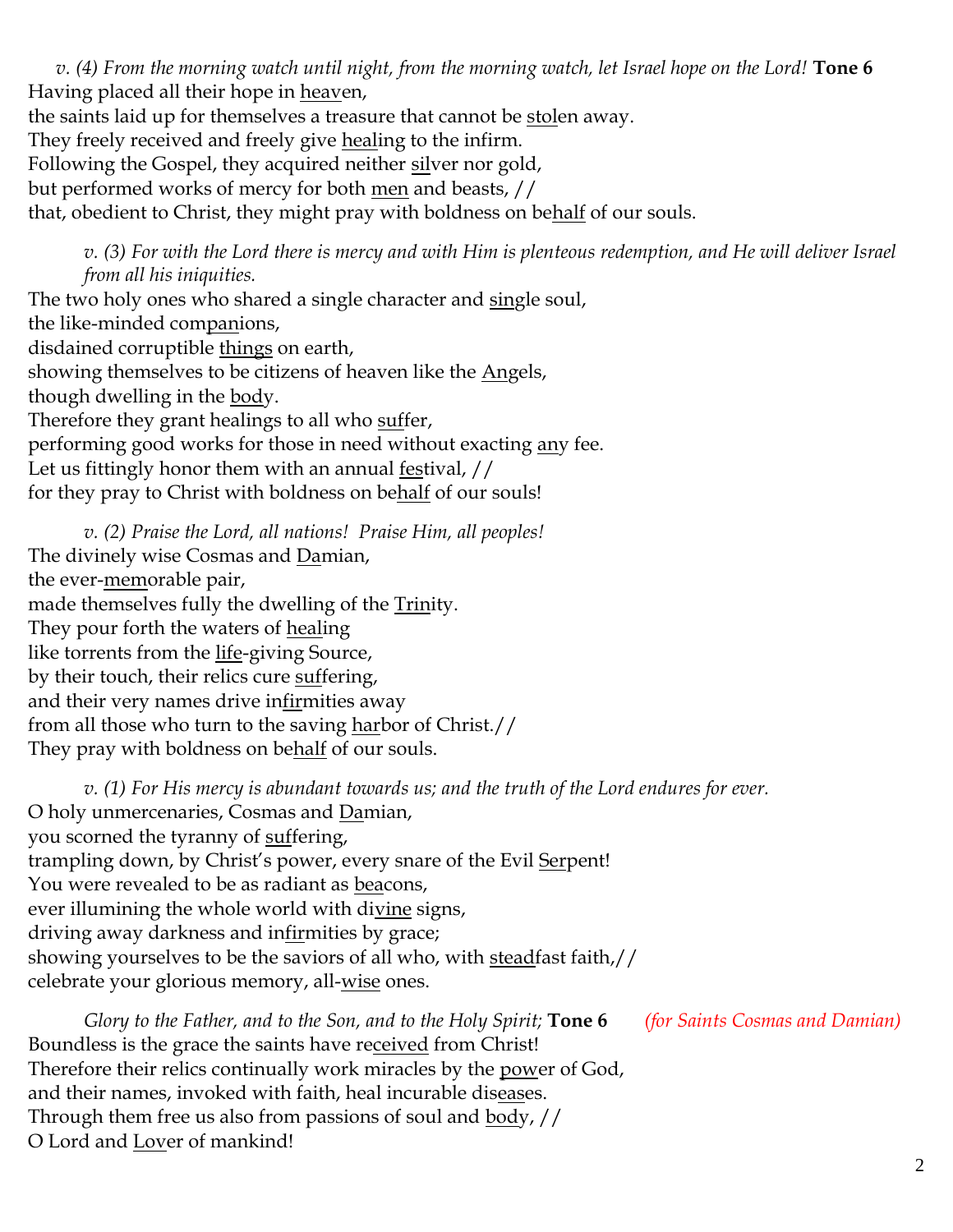*v. (4) From the morning watch until night, from the morning watch, let Israel hope on the Lord!* **Tone 6**

Having placed all their hope in <u>heav</u>en,
the saints laid up for themselves a treasure that cannot be <u>stol</u>en away.
They freely received and freely give <u>heal</u>ing to the infirm.
Following the Gospel, they acquired neither <u>sil</u>ver nor gold,
but performed works of mercy for both <u>men</u> and beasts, //
that, obedient to Christ, they might pray with boldness on be<u>half</u> of our souls.

*v. (3) For with the Lord there is mercy and with Him is plenteous redemption, and He will deliver Israel from all his iniquities.*

The two holy ones who shared a single character and <u>sin</u>gle soul,
the like-minded com<u>pan</u>ions,
disdained corruptible <u>things</u> on earth,
showing themselves to be citizens of heaven like the <u>An</u>gels,
though dwelling in the <u>bod</u>y.
Therefore they grant healings to all who <u>suf</u>fer,
performing good works for those in need without exacting <u>an</u>y fee.
Let us fittingly honor them with an annual <u>fes</u>tival, //
for they pray to Christ with boldness on be<u>half</u> of our souls!

*v. (2) Praise the Lord, all nations! Praise Him, all peoples!*

The divinely wise Cosmas and <u>Da</u>mian,
the ever-<u>mem</u>orable pair,
made themselves fully the dwelling of the <u>Trin</u>ity.
They pour forth the waters of <u>heal</u>ing
like torrents from the <u>life</u>-giving Source,
by their touch, their relics cure <u>suf</u>fering,
and their very names drive in<u>fir</u>mities away
from all those who turn to the saving <u>har</u>bor of Christ.//
They pray with boldness on be<u>half</u> of our souls.

*v. (1) For His mercy is abundant towards us; and the truth of the Lord endures for ever.*

O holy unmercenaries, Cosmas and <u>Da</u>mian,
you scorned the tyranny of <u>suf</u>fering,
trampling down, by Christ's power, every snare of the Evil <u>Ser</u>pent!
You were revealed to be as radiant as <u>bea</u>cons,
ever illumining the whole world with di<u>vine</u> signs,
driving away darkness and in<u>fir</u>mities by grace;
showing yourselves to be the saviors of all who, with <u>stead</u>fast faith,//
celebrate your glorious memory, all-<u>wise</u> ones.

*Glory to the Father, and to the Son, and to the Holy Spirit;* **Tone 6** *(for Saints Cosmas and Damian)*

Boundless is the grace the saints have re<u>ceived</u> from Christ!
Therefore their relics continually work miracles by the <u>pow</u>er of God,
and their names, invoked with faith, heal incurable dis<u>eas</u>es.
Through them free us also from passions of soul and <u>bod</u>y, //
O Lord and <u>Lov</u>er of mankind!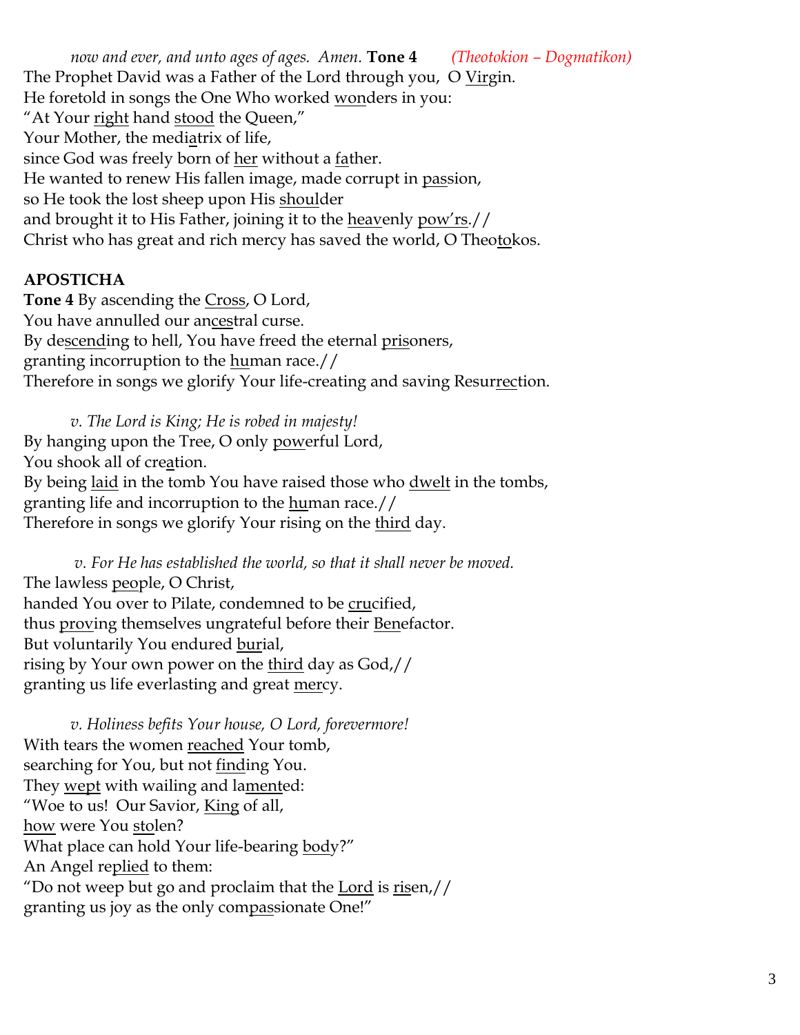*now and ever, and unto ages of ages. Amen.* **Tone 4** *(Theotokion – Dogmatikon)*
The Prophet David was a Father of the Lord through you, O Virgin.
He foretold in songs the One Who worked wonders in you:
"At Your right hand stood the Queen,"
Your Mother, the mediatrix of life,
since God was freely born of her without a father.
He wanted to renew His fallen image, made corrupt in passion,
so He took the lost sheep upon His shoulder
and brought it to His Father, joining it to the heavenly pow'rs.//
Christ who has great and rich mercy has saved the world, O Theotokos.

**APOSTICHA**

**Tone 4** By ascending the Cross, O Lord,
You have annulled our ancestral curse.
By descending to hell, You have freed the eternal prisoners,
granting incorruption to the human race.//
Therefore in songs we glorify Your life-creating and saving Resurrection.

*v. The Lord is King; He is robed in majesty!*
By hanging upon the Tree, O only powerful Lord,
You shook all of creation.
By being laid in the tomb You have raised those who dwelt in the tombs,
granting life and incorruption to the human race.//
Therefore in songs we glorify Your rising on the third day.

*v. For He has established the world, so that it shall never be moved.*
The lawless people, O Christ,
handed You over to Pilate, condemned to be crucified,
thus proving themselves ungrateful before their Benefactor.
But voluntarily You endured burial,
rising by Your own power on the third day as God,//
granting us life everlasting and great mercy.

*v. Holiness befits Your house, O Lord, forevermore!*
With tears the women reached Your tomb,
searching for You, but not finding You.
They wept with wailing and lamented:
"Woe to us! Our Savior, King of all,
how were You stolen?
What place can hold Your life-bearing body?"
An Angel replied to them:
"Do not weep but go and proclaim that the Lord is risen,//
granting us joy as the only compassionate One!"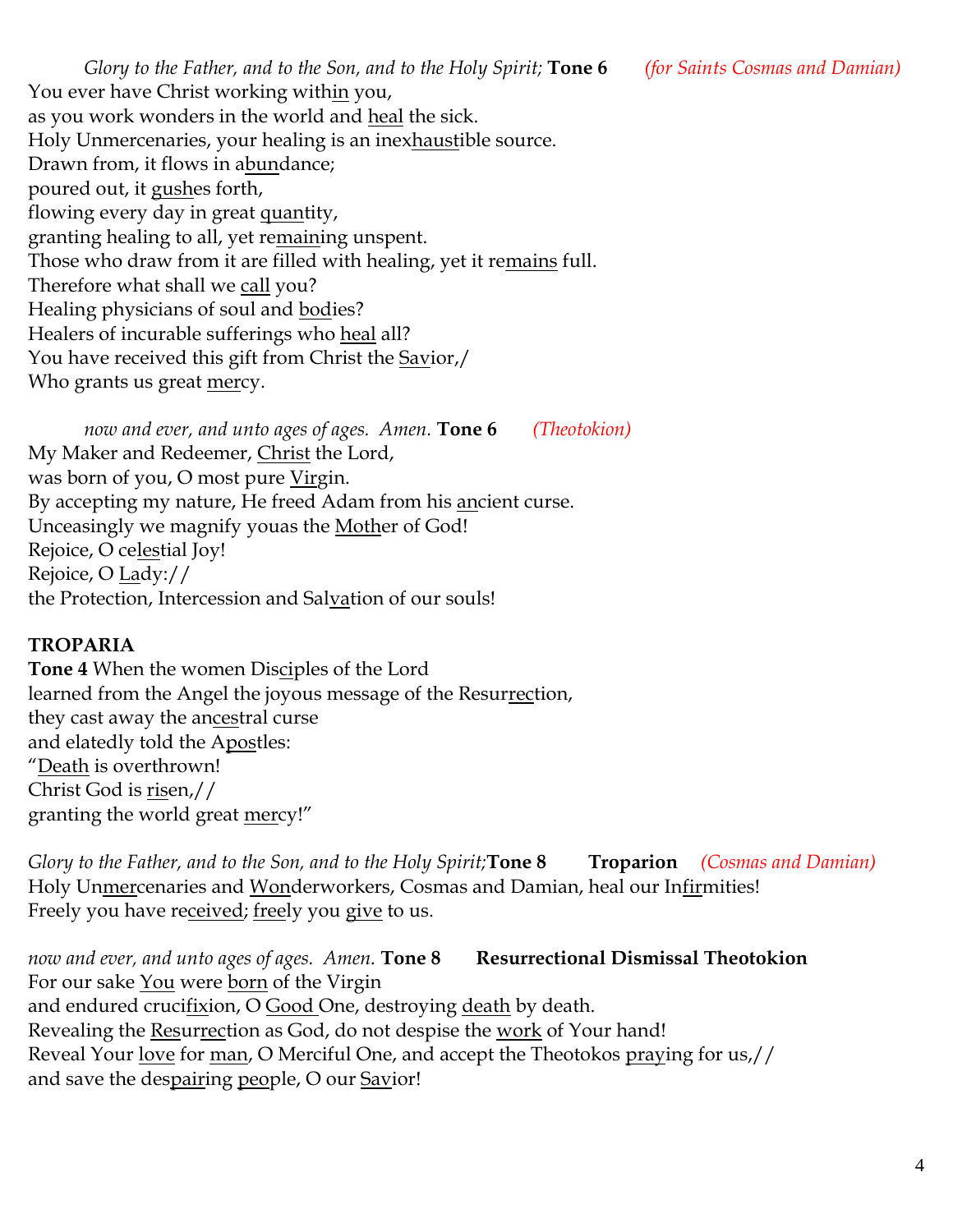*Glory to the Father, and to the Son, and to the Holy Spirit;* **Tone 6** *(for Saints Cosmas and Damian)*
You ever have Christ working within you,
as you work wonders in the world and heal the sick.
Holy Unmercenaries, your healing is an inexhaustible source.
Drawn from, it flows in abundance;
poured out, it gushes forth,
flowing every day in great quantity,
granting healing to all, yet remaining unspent.
Those who draw from it are filled with healing, yet it remains full.
Therefore what shall we call you?
Healing physicians of soul and bodies?
Healers of incurable sufferings who heal all?
You have received this gift from Christ the Savior,/
Who grants us great mercy.

*now and ever, and unto ages of ages. Amen.* **Tone 6** *(Theotokion)*
My Maker and Redeemer, Christ the Lord,
was born of you, O most pure Virgin.
By accepting my nature, He freed Adam from his ancient curse.
Unceasingly we magnify youas the Mother of God!
Rejoice, O celestial Joy!
Rejoice, O Lady://
the Protection, Intercession and Salvation of our souls!

**TROPARIA**

**Tone 4** When the women Disciples of the Lord
learned from the Angel the joyous message of the Resurrection,
they cast away the ancestral curse
and elatedly told the Apostles:
"Death is overthrown!
Christ God is risen,//
granting the world great mercy!"

*Glory to the Father, and to the Son, and to the Holy Spirit;* **Tone 8** **Troparion** *(Cosmas and Damian)*
Holy Unmercenaries and Wonderworkers, Cosmas and Damian, heal our Infirmities!
Freely you have received; freely you give to us.

*now and ever, and unto ages of ages. Amen.* **Tone 8** **Resurrectional Dismissal Theotokion**
For our sake You were born of the Virgin
and endured crucifixion, O Good One, destroying death by death.
Revealing the Resurrection as God, do not despise the work of Your hand!
Reveal Your love for man, O Merciful One, and accept the Theotokos praying for us,//
and save the despairing people, O our Savior!